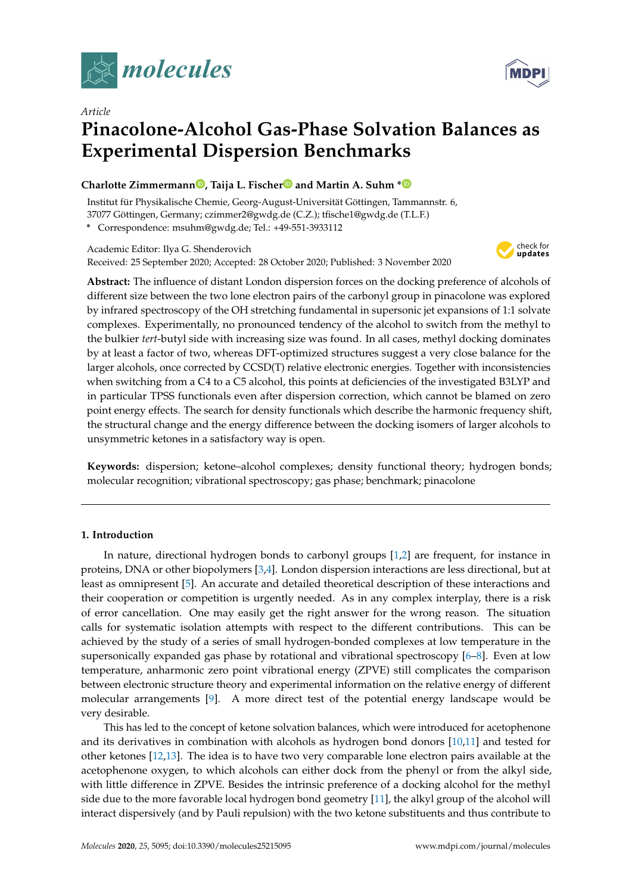*Article*

# Pinacolone-Alcohol Gas-Phase Solvation Balances as Experimental Dispersion Benchmarks

**Charlotte Zimmermann, Taija L. Fischer and Martin A. Suhm ***

Institut für Physikalische Chemie, Georg-August-Universität Göttingen, Tammannstr. 6, 37077 Göttingen, Germany; czimmer2@gwdg.de (C.Z.); tfische1@gwdg.de (T.L.F.)

* Correspondence: msuhm@gwdg.de; Tel.: +49-551-3933112

Academic Editor: Ilya G. Shenderovich

Received: 25 September 2020; Accepted: 28 October 2020; Published: 3 November 2020

**Abstract:** The influence of distant London dispersion forces on the docking preference of alcohols of different size between the two lone electron pairs of the carbonyl group in pinacolone was explored by infrared spectroscopy of the OH stretching fundamental in supersonic jet expansions of 1:1 solvate complexes. Experimentally, no pronounced tendency of the alcohol to switch from the methyl to the bulkier *tert*-butyl side with increasing size was found. In all cases, methyl docking dominates by at least a factor of two, whereas DFT-optimized structures suggest a very close balance for the larger alcohols, once corrected by CCSD(T) relative electronic energies. Together with inconsistencies when switching from a C4 to a C5 alcohol, this points at deficiencies of the investigated B3LYP and in particular TPSS functionals even after dispersion correction, which cannot be blamed on zero point energy effects. The search for density functionals which describe the harmonic frequency shift, the structural change and the energy difference between the docking isomers of larger alcohols to unsymmetric ketones in a satisfactory way is open.

**Keywords:** dispersion; ketone–alcohol complexes; density functional theory; hydrogen bonds; molecular recognition; vibrational spectroscopy; gas phase; benchmark; pinacolone

## 1. Introduction

In nature, directional hydrogen bonds to carbonyl groups [1,2] are frequent, for instance in proteins, DNA or other biopolymers [3,4]. London dispersion interactions are less directional, but at least as omnipresent [5]. An accurate and detailed theoretical description of these interactions and their cooperation or competition is urgently needed. As in any complex interplay, there is a risk of error cancellation. One may easily get the right answer for the wrong reason. The situation calls for systematic isolation attempts with respect to the different contributions. This can be achieved by the study of a series of small hydrogen-bonded complexes at low temperature in the supersonically expanded gas phase by rotational and vibrational spectroscopy [6–8]. Even at low temperature, anharmonic zero point vibrational energy (ZPVE) still complicates the comparison between electronic structure theory and experimental information on the relative energy of different molecular arrangements [9]. A more direct test of the potential energy landscape would be very desirable.

This has led to the concept of ketone solvation balances, which were introduced for acetophenone and its derivatives in combination with alcohols as hydrogen bond donors [10,11] and tested for other ketones [12,13]. The idea is to have two very comparable lone electron pairs available at the acetophenone oxygen, to which alcohols can either dock from the phenyl or from the alkyl side, with little difference in ZPVE. Besides the intrinsic preference of a docking alcohol for the methyl side due to the more favorable local hydrogen bond geometry [11], the alkyl group of the alcohol will interact dispersively (and by Pauli repulsion) with the two ketone substituents and thus contribute to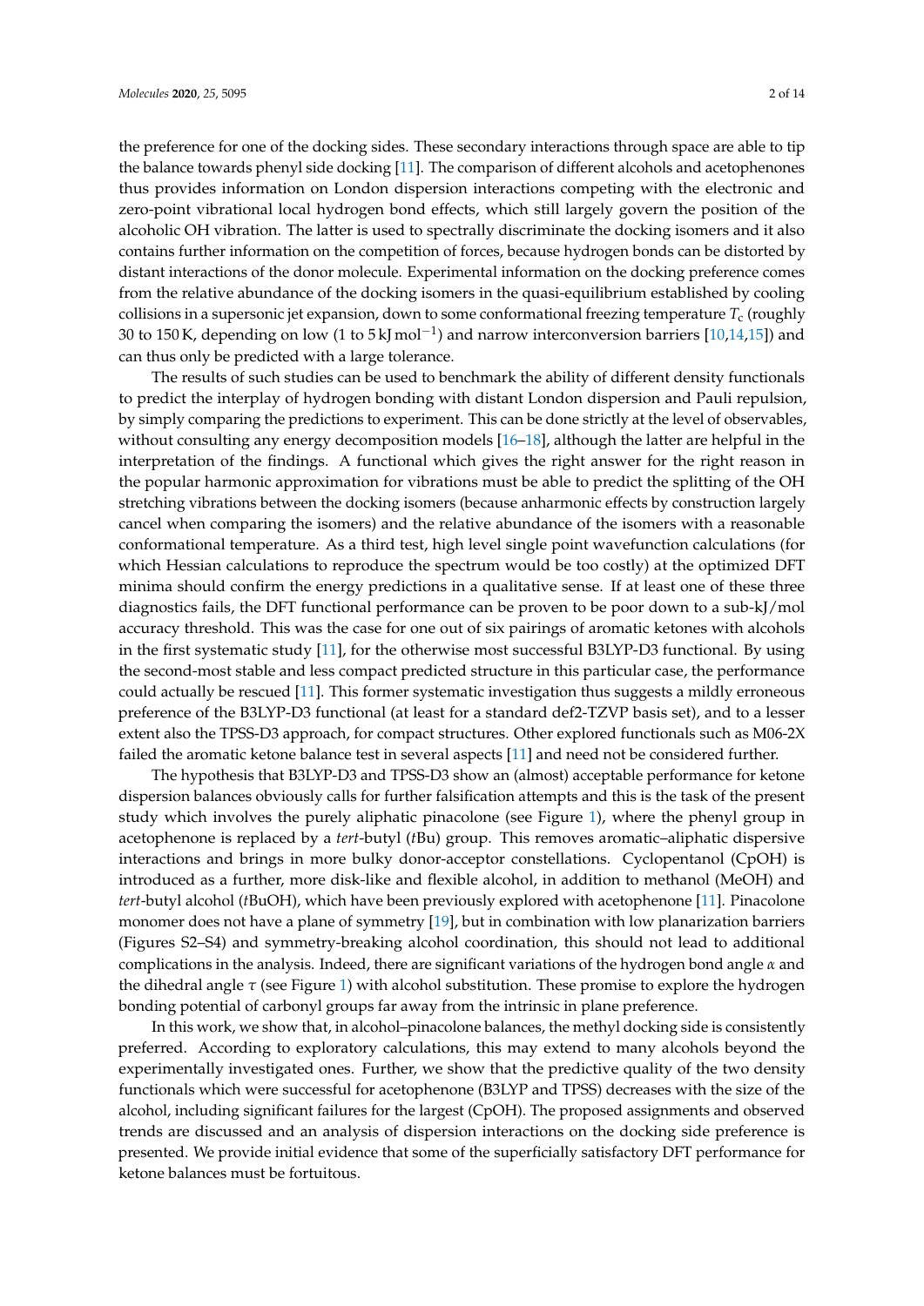the preference for one of the docking sides. These secondary interactions through space are able to tip the balance towards phenyl side docking [11]. The comparison of different alcohols and acetophenones thus provides information on London dispersion interactions competing with the electronic and zero-point vibrational local hydrogen bond effects, which still largely govern the position of the alcoholic OH vibration. The latter is used to spectrally discriminate the docking isomers and it also contains further information on the competition of forces, because hydrogen bonds can be distorted by distant interactions of the donor molecule. Experimental information on the docking preference comes from the relative abundance of the docking isomers in the quasi-equilibrium established by cooling collisions in a supersonic jet expansion, down to some conformational freezing temperature $T_c$ (roughly 30 to 150 K, depending on low (1 to 5 kJ mol$^{-1}$) and narrow interconversion barriers [10,14,15]) and can thus only be predicted with a large tolerance.

The results of such studies can be used to benchmark the ability of different density functionals to predict the interplay of hydrogen bonding with distant London dispersion and Pauli repulsion, by simply comparing the predictions to experiment. This can be done strictly at the level of observables, without consulting any energy decomposition models [16–18], although the latter are helpful in the interpretation of the findings. A functional which gives the right answer for the right reason in the popular harmonic approximation for vibrations must be able to predict the splitting of the OH stretching vibrations between the docking isomers (because anharmonic effects by construction largely cancel when comparing the isomers) and the relative abundance of the isomers with a reasonable conformational temperature. As a third test, high level single point wavefunction calculations (for which Hessian calculations to reproduce the spectrum would be too costly) at the optimized DFT minima should confirm the energy predictions in a qualitative sense. If at least one of these three diagnostics fails, the DFT functional performance can be proven to be poor down to a sub-kJ/mol accuracy threshold. This was the case for one out of six pairings of aromatic ketones with alcohols in the first systematic study [11], for the otherwise most successful B3LYP-D3 functional. By using the second-most stable and less compact predicted structure in this particular case, the performance could actually be rescued [11]. This former systematic investigation thus suggests a mildly erroneous preference of the B3LYP-D3 functional (at least for a standard def2-TZVP basis set), and to a lesser extent also the TPSS-D3 approach, for compact structures. Other explored functionals such as M06-2X failed the aromatic ketone balance test in several aspects [11] and need not be considered further.

The hypothesis that B3LYP-D3 and TPSS-D3 show an (almost) acceptable performance for ketone dispersion balances obviously calls for further falsification attempts and this is the task of the present study which involves the purely aliphatic pinacolone (see Figure 1), where the phenyl group in acetophenone is replaced by a *tert*-butyl (*t*Bu) group. This removes aromatic–aliphatic dispersive interactions and brings in more bulky donor-acceptor constellations. Cyclopentanol (CpOH) is introduced as a further, more disk-like and flexible alcohol, in addition to methanol (MeOH) and *tert*-butyl alcohol (*t*BuOH), which have been previously explored with acetophenone [11]. Pinacolone monomer does not have a plane of symmetry [19], but in combination with low planarization barriers (Figures S2–S4) and symmetry-breaking alcohol coordination, this should not lead to additional complications in the analysis. Indeed, there are significant variations of the hydrogen bond angle $\alpha$ and the dihedral angle $\tau$ (see Figure 1) with alcohol substitution. These promise to explore the hydrogen bonding potential of carbonyl groups far away from the intrinsic in plane preference.

In this work, we show that, in alcohol–pinacolone balances, the methyl docking side is consistently preferred. According to exploratory calculations, this may extend to many alcohols beyond the experimentally investigated ones. Further, we show that the predictive quality of the two density functionals which were successful for acetophenone (B3LYP and TPSS) decreases with the size of the alcohol, including significant failures for the largest (CpOH). The proposed assignments and observed trends are discussed and an analysis of dispersion interactions on the docking side preference is presented. We provide initial evidence that some of the superficially satisfactory DFT performance for ketone balances must be fortuitous.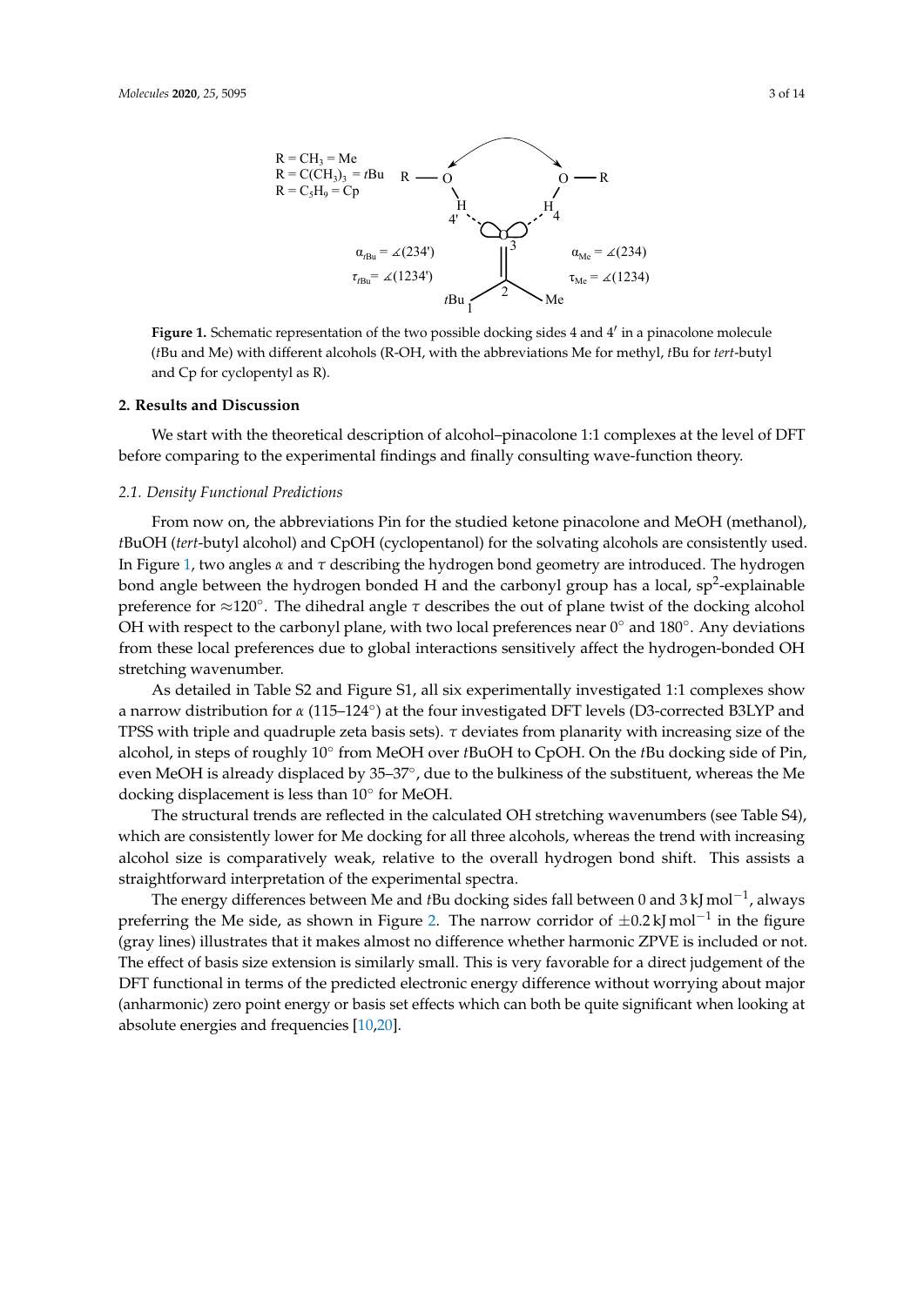**Figure 1.** Schematic representation of the two possible docking sides 4 and 4′ in a pinacolone molecule (*t*Bu and Me) with different alcohols (R-OH, with the abbreviations Me for methyl, *t*Bu for *tert*-butyl and Cp for cyclopentyl as R).

## 2. Results and Discussion

We start with the theoretical description of alcohol–pinacolone 1:1 complexes at the level of DFT before comparing to the experimental findings and finally consulting wave-function theory.

### 2.1. Density Functional Predictions

From now on, the abbreviations Pin for the studied ketone pinacolone and MeOH (methanol), *t*BuOH (*tert*-butyl alcohol) and CpOH (cyclopentanol) for the solvating alcohols are consistently used. In Figure 1, two angles $\alpha$ and $\tau$ describing the hydrogen bond geometry are introduced. The hydrogen bond angle between the hydrogen bonded H and the carbonyl group has a local, $sp^2$-explainable preference for ≈120°. The dihedral angle $\tau$ describes the out of plane twist of the docking alcohol OH with respect to the carbonyl plane, with two local preferences near 0° and 180°. Any deviations from these local preferences due to global interactions sensitively affect the hydrogen-bonded OH stretching wavenumber.

As detailed in Table S2 and Figure S1, all six experimentally investigated 1:1 complexes show a narrow distribution for $\alpha$ (115–124°) at the four investigated DFT levels (D3-corrected B3LYP and TPSS with triple and quadruple zeta basis sets). $\tau$ deviates from planarity with increasing size of the alcohol, in steps of roughly 10° from MeOH over *t*BuOH to CpOH. On the *t*Bu docking side of Pin, even MeOH is already displaced by 35–37°, due to the bulkiness of the substituent, whereas the Me docking displacement is less than 10° for MeOH.

The structural trends are reflected in the calculated OH stretching wavenumbers (see Table S4), which are consistently lower for Me docking for all three alcohols, whereas the trend with increasing alcohol size is comparatively weak, relative to the overall hydrogen bond shift. This assists a straightforward interpretation of the experimental spectra.

The energy differences between Me and *t*Bu docking sides fall between 0 and 3 $\mathrm{kJ\,mol^{-1}}$, always preferring the Me side, as shown in Figure 2. The narrow corridor of $\pm 0.2\,\mathrm{kJ\,mol^{-1}}$ in the figure (gray lines) illustrates that it makes almost no difference whether harmonic ZPVE is included or not. The effect of basis size extension is similarly small. This is very favorable for a direct judgement of the DFT functional in terms of the predicted electronic energy difference without worrying about major (anharmonic) zero point energy or basis set effects which can both be quite significant when looking at absolute energies and frequencies [10,20].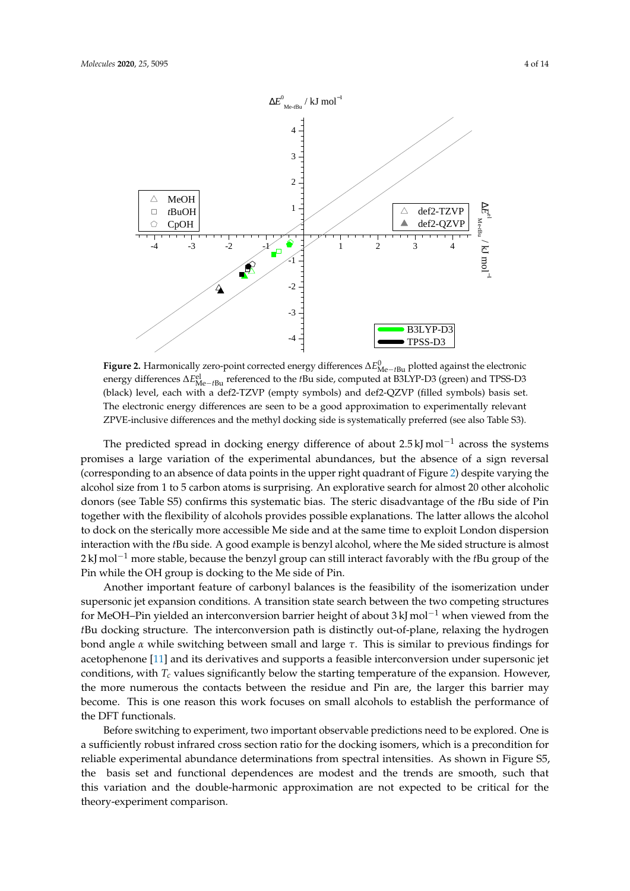**Figure 2.** Harmonically zero-point corrected energy differences $\Delta E^0_{\mathrm{Me}-t\mathrm{Bu}}$ plotted against the electronic energy differences $\Delta E^{\mathrm{el}}_{\mathrm{Me}-t\mathrm{Bu}}$ referenced to the *t*Bu side, computed at B3LYP-D3 (green) and TPSS-D3 (black) level, each with a def2-TZVP (empty symbols) and def2-QZVP (filled symbols) basis set. The electronic energy differences are seen to be a good approximation to experimentally relevant ZPVE-inclusive differences and the methyl docking side is systematically preferred (see also Table S3).

The predicted spread in docking energy difference of about 2.5 kJ mol$^{-1}$ across the systems promises a large variation of the experimental abundances, but the absence of a sign reversal (corresponding to an absence of data points in the upper right quadrant of Figure 2) despite varying the alcohol size from 1 to 5 carbon atoms is surprising. An explorative search for almost 20 other alcoholic donors (see Table S5) confirms this systematic bias. The steric disadvantage of the *t*Bu side of Pin together with the flexibility of alcohols provides possible explanations. The latter allows the alcohol to dock on the sterically more accessible Me side and at the same time to exploit London dispersion interaction with the *t*Bu side. A good example is benzyl alcohol, where the Me sided structure is almost 2 kJ mol$^{-1}$ more stable, because the benzyl group can still interact favorably with the *t*Bu group of the Pin while the OH group is docking to the Me side of Pin.

Another important feature of carbonyl balances is the feasibility of the isomerization under supersonic jet expansion conditions. A transition state search between the two competing structures for MeOH–Pin yielded an interconversion barrier height of about 3 kJ mol$^{-1}$ when viewed from the *t*Bu docking structure. The interconversion path is distinctly out-of-plane, relaxing the hydrogen bond angle $\alpha$ while switching between small and large $\tau$. This is similar to previous findings for acetophenone [11] and its derivatives and supports a feasible interconversion under supersonic jet conditions, with $T_c$ values significantly below the starting temperature of the expansion. However, the more numerous the contacts between the residue and Pin are, the larger this barrier may become. This is one reason this work focuses on small alcohols to establish the performance of the DFT functionals.

Before switching to experiment, two important observable predictions need to be explored. One is a sufficiently robust infrared cross section ratio for the docking isomers, which is a precondition for reliable experimental abundance determinations from spectral intensities. As shown in Figure S5, the basis set and functional dependences are modest and the trends are smooth, such that this variation and the double-harmonic approximation are not expected to be critical for the theory-experiment comparison.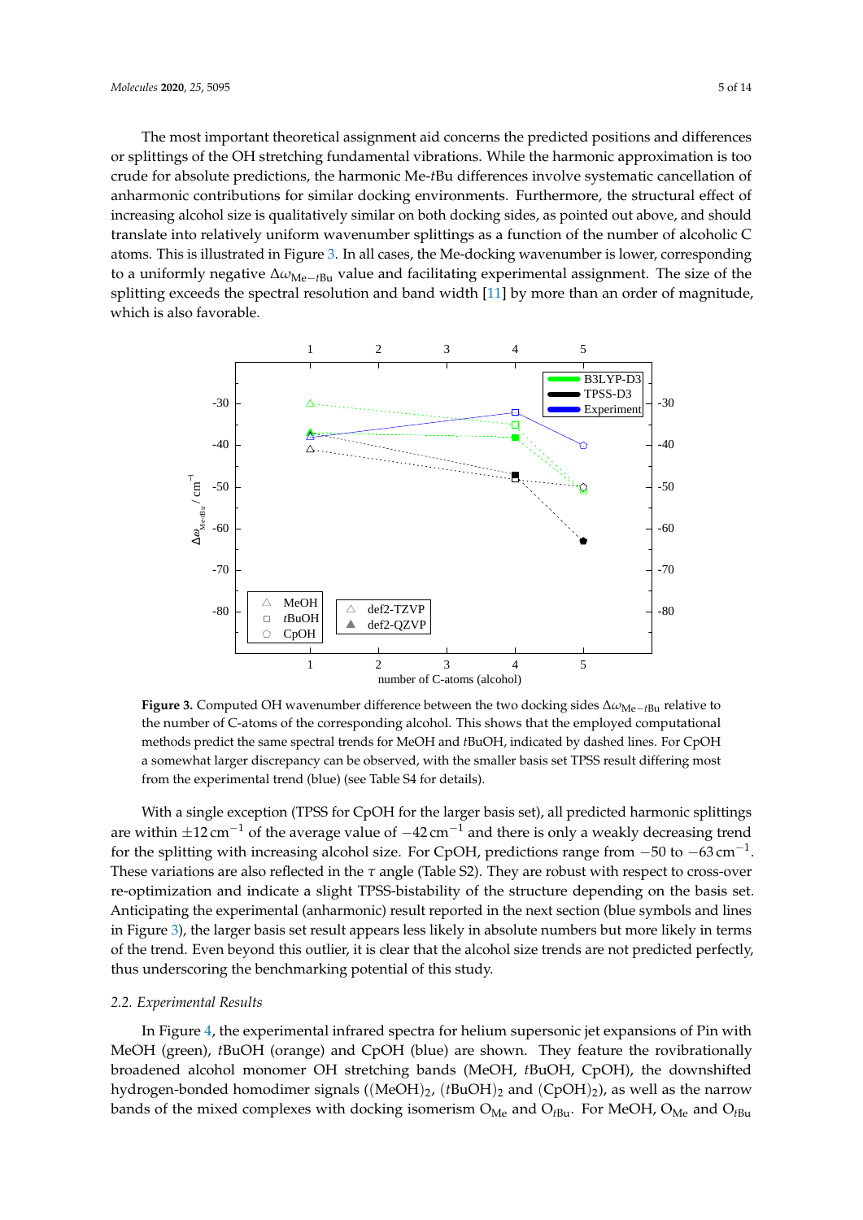The most important theoretical assignment aid concerns the predicted positions and differences or splittings of the OH stretching fundamental vibrations. While the harmonic approximation is too crude for absolute predictions, the harmonic Me-*t*Bu differences involve systematic cancellation of anharmonic contributions for similar docking environments. Furthermore, the structural effect of increasing alcohol size is qualitatively similar on both docking sides, as pointed out above, and should translate into relatively uniform wavenumber splittings as a function of the number of alcoholic C atoms. This is illustrated in Figure 3. In all cases, the Me-docking wavenumber is lower, corresponding to a uniformly negative $\Delta\omega_{\text{Me}-t\text{Bu}}$ value and facilitating experimental assignment. The size of the splitting exceeds the spectral resolution and band width [11] by more than an order of magnitude, which is also favorable.

**Figure 3.** Computed OH wavenumber difference between the two docking sides $\Delta\omega_{\text{Me}-t\text{Bu}}$ relative to the number of C-atoms of the corresponding alcohol. This shows that the employed computational methods predict the same spectral trends for MeOH and *t*BuOH, indicated by dashed lines. For CpOH a somewhat larger discrepancy can be observed, with the smaller basis set TPSS result differing most from the experimental trend (blue) (see Table S4 for details).

With a single exception (TPSS for CpOH for the larger basis set), all predicted harmonic splittings are within $\pm 12\,\text{cm}^{-1}$ of the average value of $-42\,\text{cm}^{-1}$ and there is only a weakly decreasing trend for the splitting with increasing alcohol size. For CpOH, predictions range from $-50$ to $-63\,\text{cm}^{-1}$. These variations are also reflected in the $\tau$ angle (Table S2). They are robust with respect to cross-over re-optimization and indicate a slight TPSS-bistability of the structure depending on the basis set. Anticipating the experimental (anharmonic) result reported in the next section (blue symbols and lines in Figure 3), the larger basis set result appears less likely in absolute numbers but more likely in terms of the trend. Even beyond this outlier, it is clear that the alcohol size trends are not predicted perfectly, thus underscoring the benchmarking potential of this study.

### 2.2. Experimental Results

In Figure 4, the experimental infrared spectra for helium supersonic jet expansions of Pin with MeOH (green), *t*BuOH (orange) and CpOH (blue) are shown. They feature the rovibrationally broadened alcohol monomer OH stretching bands (MeOH, *t*BuOH, CpOH), the downshifted hydrogen-bonded homodimer signals ($(\text{MeOH})_2$, $(t\text{BuOH})_2$ and $(\text{CpOH})_2$), as well as the narrow bands of the mixed complexes with docking isomerism $\text{O}_{\text{Me}}$ and $\text{O}_{t\text{Bu}}$. For MeOH, $\text{O}_{\text{Me}}$ and $\text{O}_{t\text{Bu}}$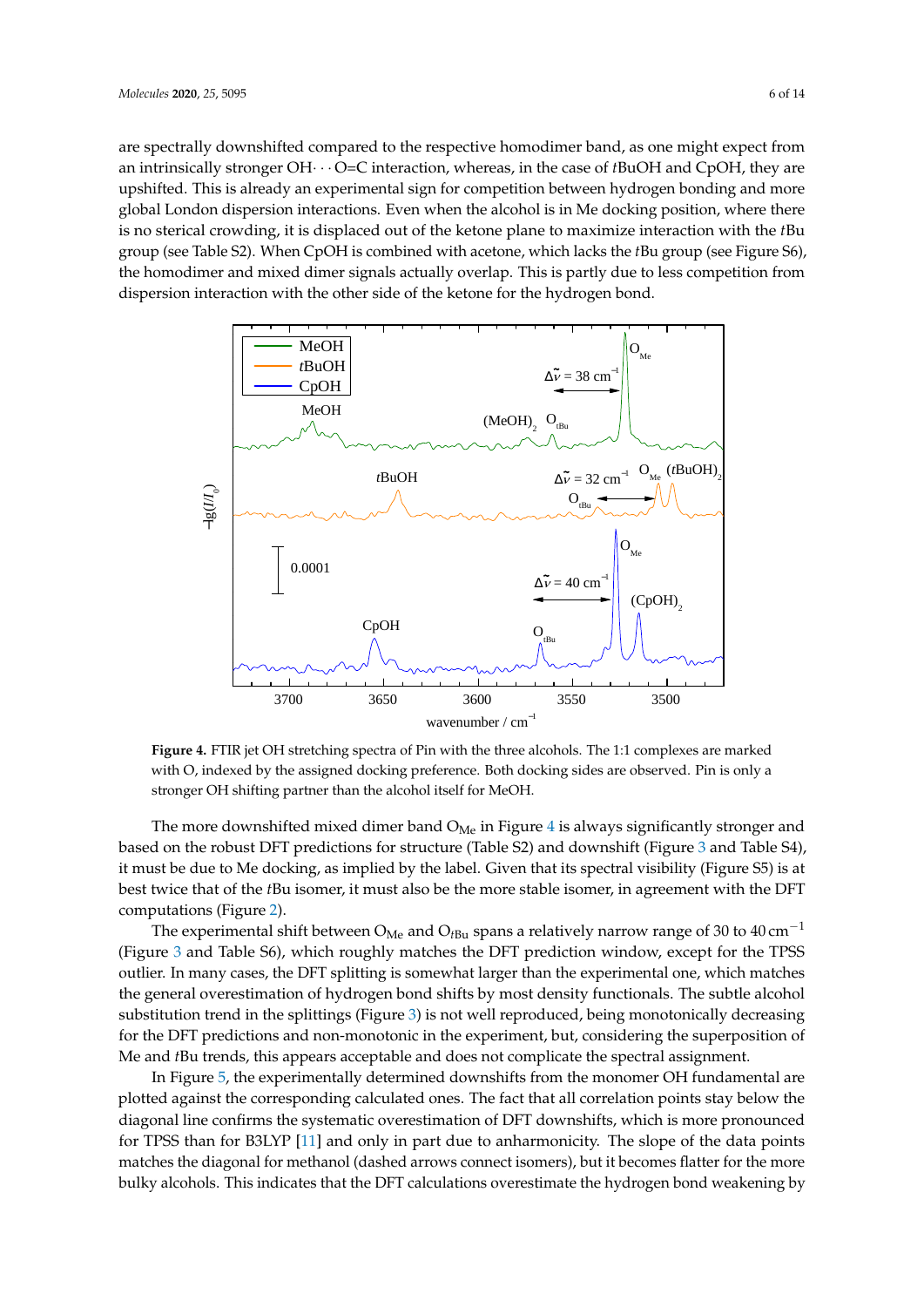are spectrally downshifted compared to the respective homodimer band, as one might expect from an intrinsically stronger OH···O=C interaction, whereas, in the case of *t*BuOH and CpOH, they are upshifted. This is already an experimental sign for competition between hydrogen bonding and more global London dispersion interactions. Even when the alcohol is in Me docking position, where there is no sterical crowding, it is displaced out of the ketone plane to maximize interaction with the *t*Bu group (see Table S2). When CpOH is combined with acetone, which lacks the *t*Bu group (see Figure S6), the homodimer and mixed dimer signals actually overlap. This is partly due to less competition from dispersion interaction with the other side of the ketone for the hydrogen bond.

**Figure 4.** FTIR jet OH stretching spectra of Pin with the three alcohols. The 1:1 complexes are marked with O, indexed by the assigned docking preference. Both docking sides are observed. Pin is only a stronger OH shifting partner than the alcohol itself for MeOH.

The more downshifted mixed dimer band $O_{Me}$ in Figure 4 is always significantly stronger and based on the robust DFT predictions for structure (Table S2) and downshift (Figure 3 and Table S4), it must be due to Me docking, as implied by the label. Given that its spectral visibility (Figure S5) is at best twice that of the *t*Bu isomer, it must also be the more stable isomer, in agreement with the DFT computations (Figure 2).

The experimental shift between $O_{Me}$ and $O_{tBu}$ spans a relatively narrow range of 30 to 40 $cm^{-1}$ (Figure 3 and Table S6), which roughly matches the DFT prediction window, except for the TPSS outlier. In many cases, the DFT splitting is somewhat larger than the experimental one, which matches the general overestimation of hydrogen bond shifts by most density functionals. The subtle alcohol substitution trend in the splittings (Figure 3) is not well reproduced, being monotonically decreasing for the DFT predictions and non-monotonic in the experiment, but, considering the superposition of Me and *t*Bu trends, this appears acceptable and does not complicate the spectral assignment.

In Figure 5, the experimentally determined downshifts from the monomer OH fundamental are plotted against the corresponding calculated ones. The fact that all correlation points stay below the diagonal line confirms the systematic overestimation of DFT downshifts, which is more pronounced for TPSS than for B3LYP [11] and only in part due to anharmonicity. The slope of the data points matches the diagonal for methanol (dashed arrows connect isomers), but it becomes flatter for the more bulky alcohols. This indicates that the DFT calculations overestimate the hydrogen bond weakening by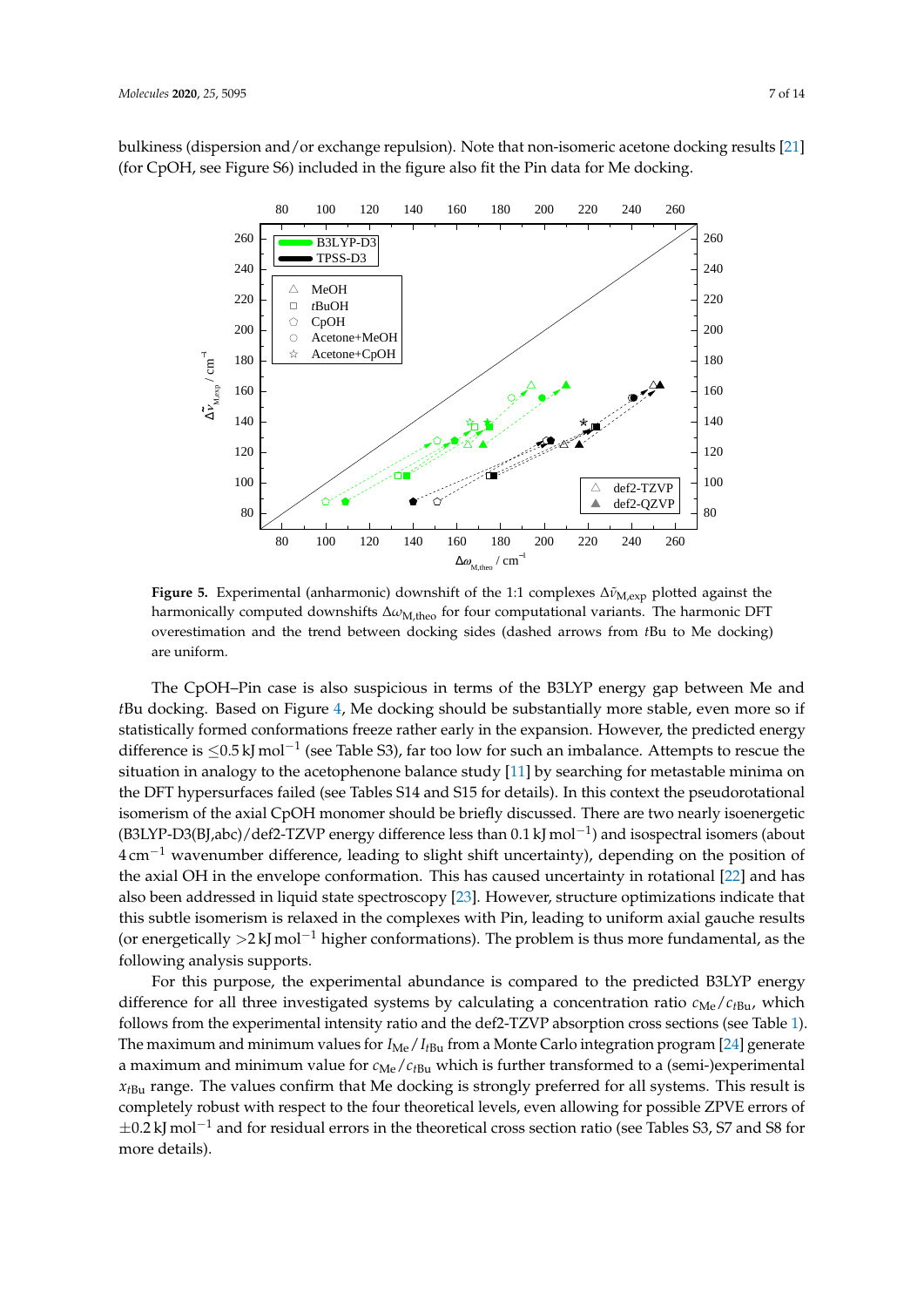bulkiness (dispersion and/or exchange repulsion). Note that non-isomeric acetone docking results [21] (for CpOH, see Figure S6) included in the figure also fit the Pin data for Me docking.

**Figure 5.** Experimental (anharmonic) downshift of the 1:1 complexes $\Delta\tilde{\nu}_{\mathrm{M,exp}}$ plotted against the harmonically computed downshifts $\Delta\omega_{\mathrm{M,theo}}$ for four computational variants. The harmonic DFT overestimation and the trend between docking sides (dashed arrows from *t*Bu to Me docking) are uniform.

The CpOH–Pin case is also suspicious in terms of the B3LYP energy gap between Me and *t*Bu docking. Based on Figure 4, Me docking should be substantially more stable, even more so if statistically formed conformations freeze rather early in the expansion. However, the predicted energy difference is $\leq$0.5 kJ mol$^{-1}$ (see Table S3), far too low for such an imbalance. Attempts to rescue the situation in analogy to the acetophenone balance study [11] by searching for metastable minima on the DFT hypersurfaces failed (see Tables S14 and S15 for details). In this context the pseudorotational isomerism of the axial CpOH monomer should be briefly discussed. There are two nearly isoenergetic (B3LYP-D3(BJ,abc)/def2-TZVP energy difference less than 0.1 kJ mol$^{-1}$) and isospectral isomers (about 4 cm$^{-1}$ wavenumber difference, leading to slight shift uncertainty), depending on the position of the axial OH in the envelope conformation. This has caused uncertainty in rotational [22] and has also been addressed in liquid state spectroscopy [23]. However, structure optimizations indicate that this subtle isomerism is relaxed in the complexes with Pin, leading to uniform axial gauche results (or energetically >2 kJ mol$^{-1}$ higher conformations). The problem is thus more fundamental, as the following analysis supports.

For this purpose, the experimental abundance is compared to the predicted B3LYP energy difference for all three investigated systems by calculating a concentration ratio $c_{\mathrm{Me}}/c_{t\mathrm{Bu}}$, which follows from the experimental intensity ratio and the def2-TZVP absorption cross sections (see Table 1). The maximum and minimum values for $I_{\mathrm{Me}}/I_{t\mathrm{Bu}}$ from a Monte Carlo integration program [24] generate a maximum and minimum value for $c_{\mathrm{Me}}/c_{t\mathrm{Bu}}$ which is further transformed to a (semi-)experimental $x_{t\mathrm{Bu}}$ range. The values confirm that Me docking is strongly preferred for all systems. This result is completely robust with respect to the four theoretical levels, even allowing for possible ZPVE errors of $\pm$0.2 kJ mol$^{-1}$ and for residual errors in the theoretical cross section ratio (see Tables S3, S7 and S8 for more details).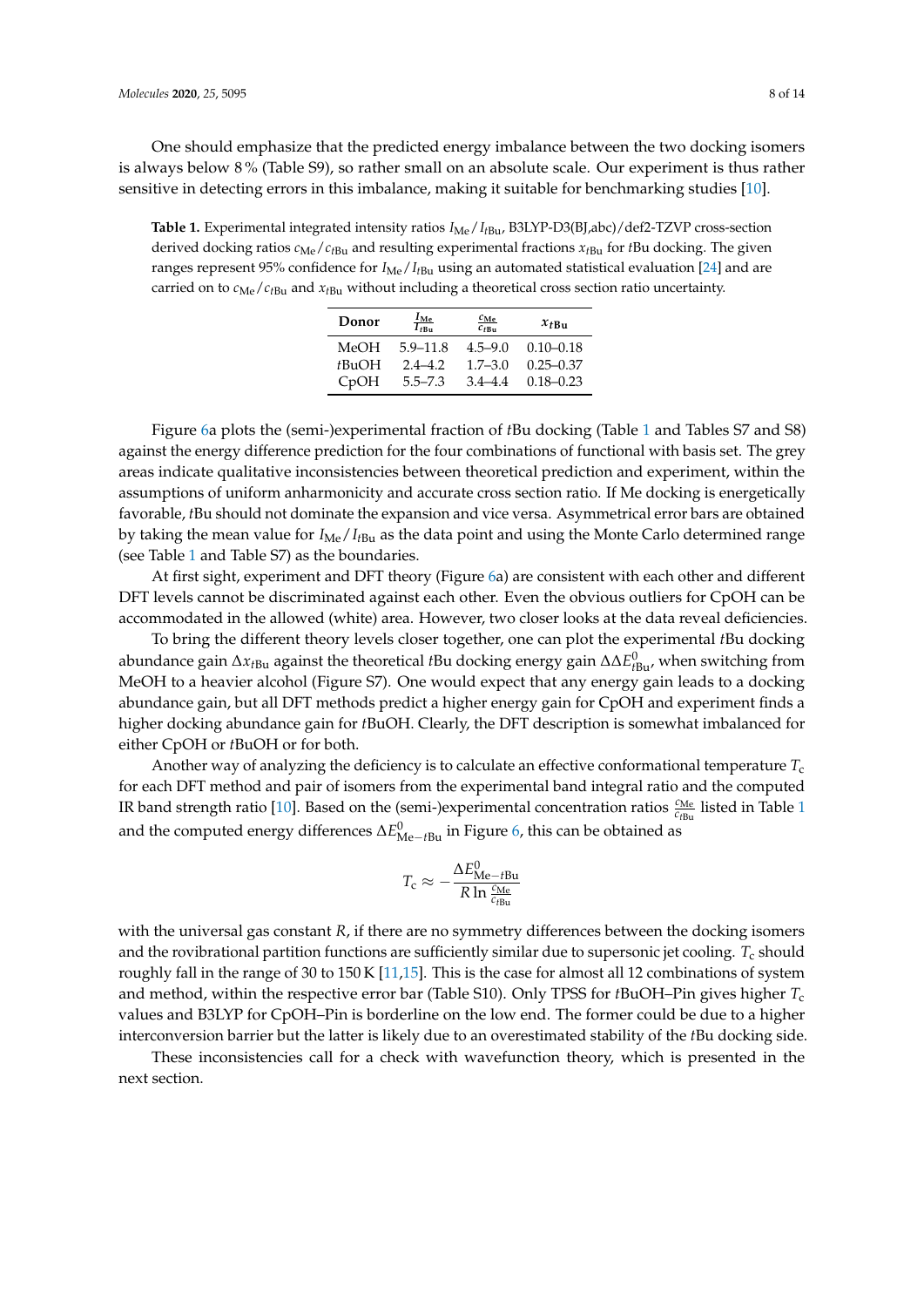One should emphasize that the predicted energy imbalance between the two docking isomers is always below 8% (Table S9), so rather small on an absolute scale. Our experiment is thus rather sensitive in detecting errors in this imbalance, making it suitable for benchmarking studies [10].

**Table 1.** Experimental integrated intensity ratios $I_{\mathrm{Me}}/I_{t\mathrm{Bu}}$, B3LYP-D3(BJ,abc)/def2-TZVP cross-section derived docking ratios $c_{\mathrm{Me}}/c_{t\mathrm{Bu}}$ and resulting experimental fractions $x_{t\mathrm{Bu}}$ for *t*Bu docking. The given ranges represent 95% confidence for $I_{\mathrm{Me}}/I_{t\mathrm{Bu}}$ using an automated statistical evaluation [24] and are carried on to $c_{\mathrm{Me}}/c_{t\mathrm{Bu}}$ and $x_{t\mathrm{Bu}}$ without including a theoretical cross section ratio uncertainty.

| Donor | $\frac{I_{\mathrm{Me}}}{I_{t\mathrm{Bu}}}$ | $\frac{c_{\mathrm{Me}}}{c_{t\mathrm{Bu}}}$ | $x_{t\mathrm{Bu}}$ |
|---|---|---|---|
| MeOH | 5.9–11.8 | 4.5–9.0 | 0.10–0.18 |
| *t*BuOH | 2.4–4.2 | 1.7–3.0 | 0.25–0.37 |
| CpOH | 5.5–7.3 | 3.4–4.4 | 0.18–0.23 |

Figure 6a plots the (semi-)experimental fraction of *t*Bu docking (Table 1 and Tables S7 and S8) against the energy difference prediction for the four combinations of functional with basis set. The grey areas indicate qualitative inconsistencies between theoretical prediction and experiment, within the assumptions of uniform anharmonicity and accurate cross section ratio. If Me docking is energetically favorable, *t*Bu should not dominate the expansion and vice versa. Asymmetrical error bars are obtained by taking the mean value for $I_{\mathrm{Me}}/I_{t\mathrm{Bu}}$ as the data point and using the Monte Carlo determined range (see Table 1 and Table S7) as the boundaries.

At first sight, experiment and DFT theory (Figure 6a) are consistent with each other and different DFT levels cannot be discriminated against each other. Even the obvious outliers for CpOH can be accommodated in the allowed (white) area. However, two closer looks at the data reveal deficiencies.

To bring the different theory levels closer together, one can plot the experimental *t*Bu docking abundance gain $\Delta x_{t\mathrm{Bu}}$ against the theoretical *t*Bu docking energy gain $\Delta\Delta E^{0}_{t\mathrm{Bu}}$, when switching from MeOH to a heavier alcohol (Figure S7). One would expect that any energy gain leads to a docking abundance gain, but all DFT methods predict a higher energy gain for CpOH and experiment finds a higher docking abundance gain for *t*BuOH. Clearly, the DFT description is somewhat imbalanced for either CpOH or *t*BuOH or for both.

Another way of analyzing the deficiency is to calculate an effective conformational temperature $T_{\mathrm{c}}$ for each DFT method and pair of isomers from the experimental band integral ratio and the computed IR band strength ratio [10]. Based on the (semi-)experimental concentration ratios $\frac{c_{\mathrm{Me}}}{c_{t\mathrm{Bu}}}$ listed in Table 1 and the computed energy differences $\Delta E^{0}_{\mathrm{Me}-t\mathrm{Bu}}$ in Figure 6, this can be obtained as

$$T_{\mathrm{c}} \approx -\frac{\Delta E^{0}_{\mathrm{Me}-t\mathrm{Bu}}}{R \ln \frac{c_{\mathrm{Me}}}{c_{t\mathrm{Bu}}}}$$

with the universal gas constant $R$, if there are no symmetry differences between the docking isomers and the rovibrational partition functions are sufficiently similar due to supersonic jet cooling. $T_{\mathrm{c}}$ should roughly fall in the range of 30 to 150 K [11,15]. This is the case for almost all 12 combinations of system and method, within the respective error bar (Table S10). Only TPSS for *t*BuOH–Pin gives higher $T_{\mathrm{c}}$ values and B3LYP for CpOH–Pin is borderline on the low end. The former could be due to a higher interconversion barrier but the latter is likely due to an overestimated stability of the *t*Bu docking side.

These inconsistencies call for a check with wavefunction theory, which is presented in the next section.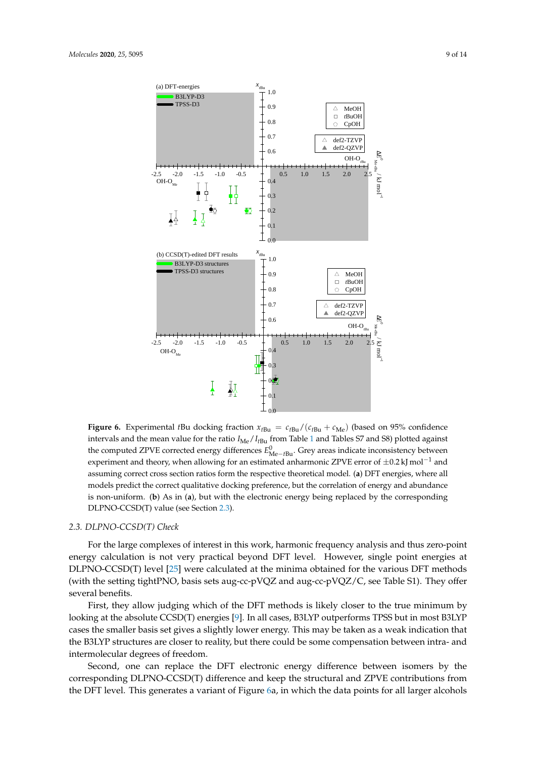**Figure 6.** Experimental *t*Bu docking fraction $x_{tBu} = c_{tBu}/(c_{tBu} + c_{Me})$ (based on 95% confidence intervals and the mean value for the ratio $I_{Me}/I_{tBu}$ from Table 1 and Tables S7 and S8) plotted against the computed ZPVE corrected energy differences $E^0_{Me-tBu}$. Grey areas indicate inconsistency between experiment and theory, when allowing for an estimated anharmonic ZPVE error of $\pm 0.2\,\mathrm{kJ\,mol^{-1}}$ and assuming correct cross section ratios form the respective theoretical model. (**a**) DFT energies, where all models predict the correct qualitative docking preference, but the correlation of energy and abundance is non-uniform. (**b**) As in (**a**), but with the electronic energy being replaced by the corresponding DLPNO-CCSD(T) value (see Section 2.3).

### 2.3. DLPNO-CCSD(T) Check

For the large complexes of interest in this work, harmonic frequency analysis and thus zero-point energy calculation is not very practical beyond DFT level. However, single point energies at DLPNO-CCSD(T) level [25] were calculated at the minima obtained for the various DFT methods (with the setting tightPNO, basis sets aug-cc-pVQZ and aug-cc-pVQZ/C, see Table S1). They offer several benefits.

First, they allow judging which of the DFT methods is likely closer to the true minimum by looking at the absolute CCSD(T) energies [9]. In all cases, B3LYP outperforms TPSS but in most B3LYP cases the smaller basis set gives a slightly lower energy. This may be taken as a weak indication that the B3LYP structures are closer to reality, but there could be some compensation between intra- and intermolecular degrees of freedom.

Second, one can replace the DFT electronic energy difference between isomers by the corresponding DLPNO-CCSD(T) difference and keep the structural and ZPVE contributions from the DFT level. This generates a variant of Figure 6a, in which the data points for all larger alcohols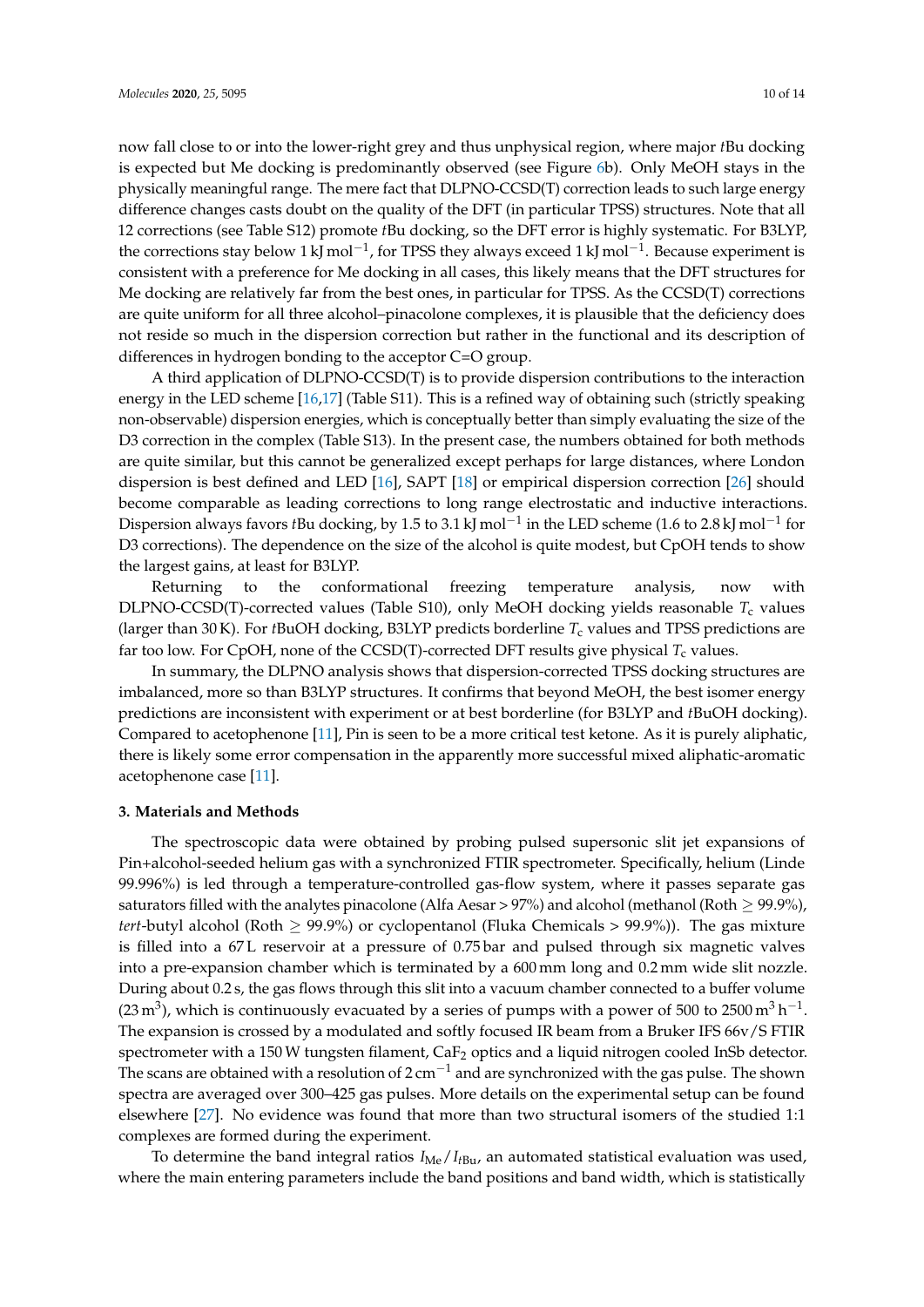now fall close to or into the lower-right grey and thus unphysical region, where major *t*Bu docking is expected but Me docking is predominantly observed (see Figure 6b). Only MeOH stays in the physically meaningful range. The mere fact that DLPNO-CCSD(T) correction leads to such large energy difference changes casts doubt on the quality of the DFT (in particular TPSS) structures. Note that all 12 corrections (see Table S12) promote *t*Bu docking, so the DFT error is highly systematic. For B3LYP, the corrections stay below 1 kJ mol$^{-1}$, for TPSS they always exceed 1 kJ mol$^{-1}$. Because experiment is consistent with a preference for Me docking in all cases, this likely means that the DFT structures for Me docking are relatively far from the best ones, in particular for TPSS. As the CCSD(T) corrections are quite uniform for all three alcohol–pinacolone complexes, it is plausible that the deficiency does not reside so much in the dispersion correction but rather in the functional and its description of differences in hydrogen bonding to the acceptor C=O group.

A third application of DLPNO-CCSD(T) is to provide dispersion contributions to the interaction energy in the LED scheme [16,17] (Table S11). This is a refined way of obtaining such (strictly speaking non-observable) dispersion energies, which is conceptually better than simply evaluating the size of the D3 correction in the complex (Table S13). In the present case, the numbers obtained for both methods are quite similar, but this cannot be generalized except perhaps for large distances, where London dispersion is best defined and LED [16], SAPT [18] or empirical dispersion correction [26] should become comparable as leading corrections to long range electrostatic and inductive interactions. Dispersion always favors *t*Bu docking, by 1.5 to 3.1 kJ mol$^{-1}$ in the LED scheme (1.6 to 2.8 kJ mol$^{-1}$ for D3 corrections). The dependence on the size of the alcohol is quite modest, but CpOH tends to show the largest gains, at least for B3LYP.

Returning to the conformational freezing temperature analysis, now with DLPNO-CCSD(T)-corrected values (Table S10), only MeOH docking yields reasonable $T_c$ values (larger than 30 K). For *t*BuOH docking, B3LYP predicts borderline $T_c$ values and TPSS predictions are far too low. For CpOH, none of the CCSD(T)-corrected DFT results give physical $T_c$ values.

In summary, the DLPNO analysis shows that dispersion-corrected TPSS docking structures are imbalanced, more so than B3LYP structures. It confirms that beyond MeOH, the best isomer energy predictions are inconsistent with experiment or at best borderline (for B3LYP and *t*BuOH docking). Compared to acetophenone [11], Pin is seen to be a more critical test ketone. As it is purely aliphatic, there is likely some error compensation in the apparently more successful mixed aliphatic-aromatic acetophenone case [11].

## 3. Materials and Methods

The spectroscopic data were obtained by probing pulsed supersonic slit jet expansions of Pin+alcohol-seeded helium gas with a synchronized FTIR spectrometer. Specifically, helium (Linde 99.996%) is led through a temperature-controlled gas-flow system, where it passes separate gas saturators filled with the analytes pinacolone (Alfa Aesar > 97%) and alcohol (methanol (Roth ≥ 99.9%), *tert*-butyl alcohol (Roth ≥ 99.9%) or cyclopentanol (Fluka Chemicals > 99.9%)). The gas mixture is filled into a 67 L reservoir at a pressure of 0.75 bar and pulsed through six magnetic valves into a pre-expansion chamber which is terminated by a 600 mm long and 0.2 mm wide slit nozzle. During about 0.2 s, the gas flows through this slit into a vacuum chamber connected to a buffer volume (23 m$^3$), which is continuously evacuated by a series of pumps with a power of 500 to 2500 m$^3$ h$^{-1}$. The expansion is crossed by a modulated and softly focused IR beam from a Bruker IFS 66v/S FTIR spectrometer with a 150 W tungsten filament, $CaF_2$ optics and a liquid nitrogen cooled InSb detector. The scans are obtained with a resolution of 2 cm$^{-1}$ and are synchronized with the gas pulse. The shown spectra are averaged over 300–425 gas pulses. More details on the experimental setup can be found elsewhere [27]. No evidence was found that more than two structural isomers of the studied 1:1 complexes are formed during the experiment.

To determine the band integral ratios $I_{\mathrm{Me}}/I_{t\mathrm{Bu}}$, an automated statistical evaluation was used, where the main entering parameters include the band positions and band width, which is statistically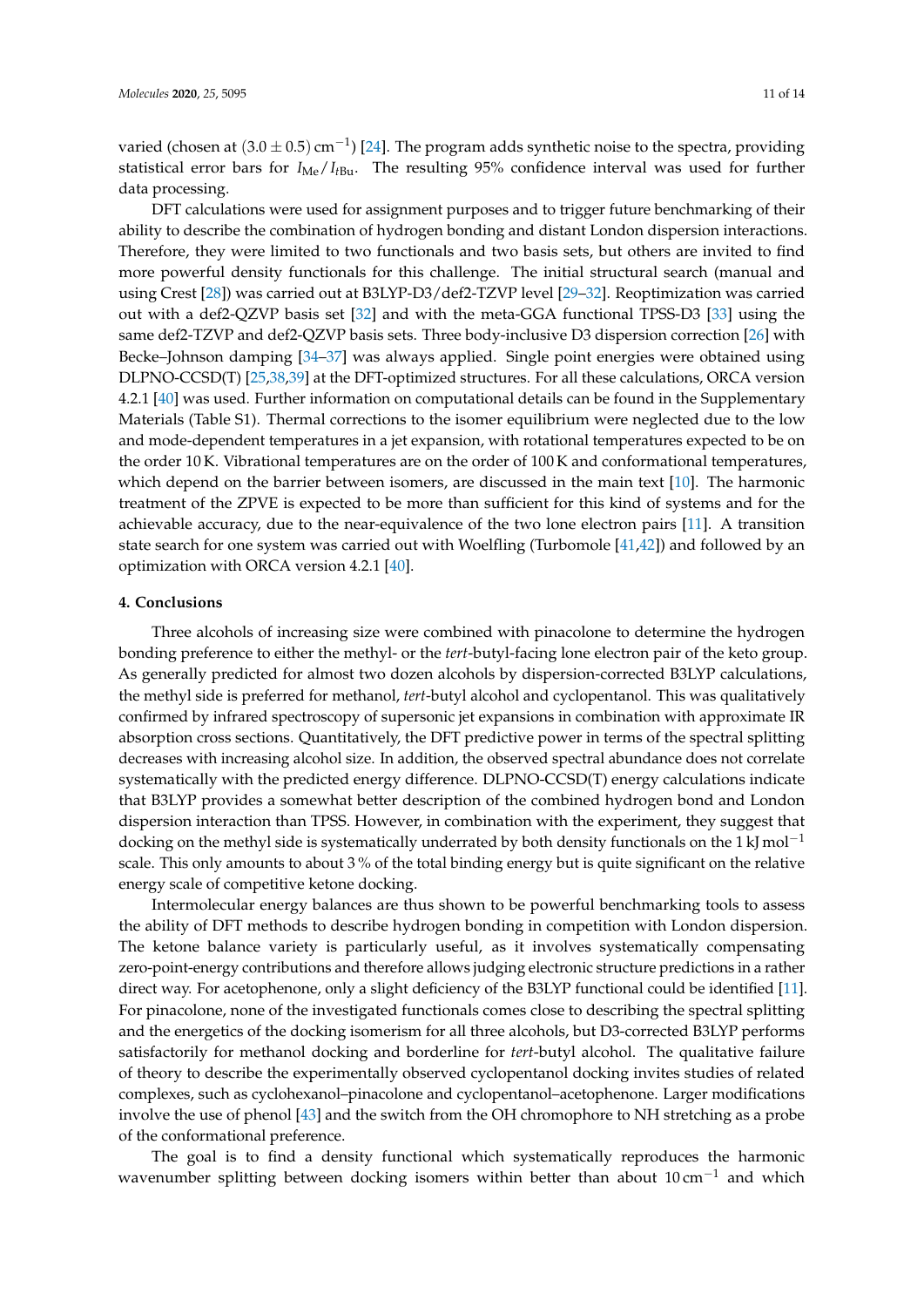varied (chosen at $(3.0 \pm 0.5)\,\mathrm{cm^{-1}}$) [24]. The program adds synthetic noise to the spectra, providing statistical error bars for $I_{\mathrm{Me}}/I_{t\mathrm{Bu}}$. The resulting 95% confidence interval was used for further data processing.

DFT calculations were used for assignment purposes and to trigger future benchmarking of their ability to describe the combination of hydrogen bonding and distant London dispersion interactions. Therefore, they were limited to two functionals and two basis sets, but others are invited to find more powerful density functionals for this challenge. The initial structural search (manual and using Crest [28]) was carried out at B3LYP-D3/def2-TZVP level [29–32]. Reoptimization was carried out with a def2-QZVP basis set [32] and with the meta-GGA functional TPSS-D3 [33] using the same def2-TZVP and def2-QZVP basis sets. Three body-inclusive D3 dispersion correction [26] with Becke–Johnson damping [34–37] was always applied. Single point energies were obtained using DLPNO-CCSD(T) [25,38,39] at the DFT-optimized structures. For all these calculations, ORCA version 4.2.1 [40] was used. Further information on computational details can be found in the Supplementary Materials (Table S1). Thermal corrections to the isomer equilibrium were neglected due to the low and mode-dependent temperatures in a jet expansion, with rotational temperatures expected to be on the order 10 K. Vibrational temperatures are on the order of 100 K and conformational temperatures, which depend on the barrier between isomers, are discussed in the main text [10]. The harmonic treatment of the ZPVE is expected to be more than sufficient for this kind of systems and for the achievable accuracy, due to the near-equivalence of the two lone electron pairs [11]. A transition state search for one system was carried out with Woelfling (Turbomole [41,42]) and followed by an optimization with ORCA version 4.2.1 [40].

## 4. Conclusions

Three alcohols of increasing size were combined with pinacolone to determine the hydrogen bonding preference to either the methyl- or the *tert*-butyl-facing lone electron pair of the keto group. As generally predicted for almost two dozen alcohols by dispersion-corrected B3LYP calculations, the methyl side is preferred for methanol, *tert*-butyl alcohol and cyclopentanol. This was qualitatively confirmed by infrared spectroscopy of supersonic jet expansions in combination with approximate IR absorption cross sections. Quantitatively, the DFT predictive power in terms of the spectral splitting decreases with increasing alcohol size. In addition, the observed spectral abundance does not correlate systematically with the predicted energy difference. DLPNO-CCSD(T) energy calculations indicate that B3LYP provides a somewhat better description of the combined hydrogen bond and London dispersion interaction than TPSS. However, in combination with the experiment, they suggest that docking on the methyl side is systematically underrated by both density functionals on the $1\,\mathrm{kJ\,mol^{-1}}$ scale. This only amounts to about 3 % of the total binding energy but is quite significant on the relative energy scale of competitive ketone docking.

Intermolecular energy balances are thus shown to be powerful benchmarking tools to assess the ability of DFT methods to describe hydrogen bonding in competition with London dispersion. The ketone balance variety is particularly useful, as it involves systematically compensating zero-point-energy contributions and therefore allows judging electronic structure predictions in a rather direct way. For acetophenone, only a slight deficiency of the B3LYP functional could be identified [11]. For pinacolone, none of the investigated functionals comes close to describing the spectral splitting and the energetics of the docking isomerism for all three alcohols, but D3-corrected B3LYP performs satisfactorily for methanol docking and borderline for *tert*-butyl alcohol. The qualitative failure of theory to describe the experimentally observed cyclopentanol docking invites studies of related complexes, such as cyclohexanol–pinacolone and cyclopentanol–acetophenone. Larger modifications involve the use of phenol [43] and the switch from the OH chromophore to NH stretching as a probe of the conformational preference.

The goal is to find a density functional which systematically reproduces the harmonic wavenumber splitting between docking isomers within better than about $10\,\mathrm{cm^{-1}}$ and which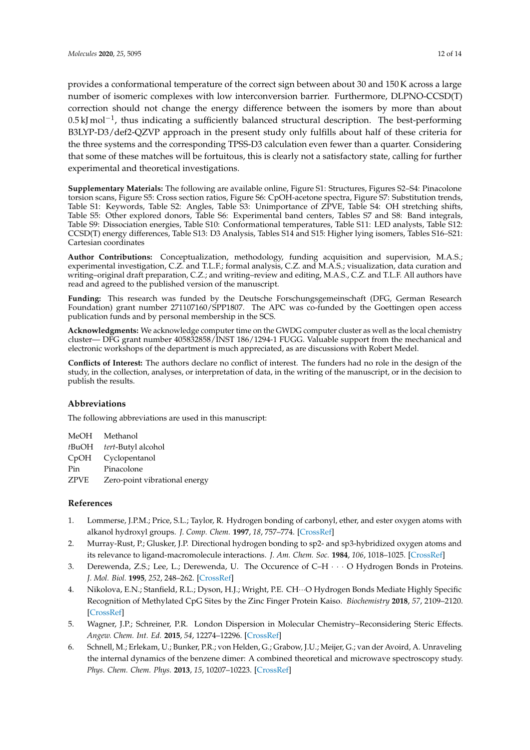provides a conformational temperature of the correct sign between about 30 and 150 K across a large number of isomeric complexes with low interconversion barrier. Furthermore, DLPNO-CCSD(T) correction should not change the energy difference between the isomers by more than about $0.5\,\mathrm{kJ\,mol^{-1}}$, thus indicating a sufficiently balanced structural description. The best-performing B3LYP-D3/def2-QZVP approach in the present study only fulfills about half of these criteria for the three systems and the corresponding TPSS-D3 calculation even fewer than a quarter. Considering that some of these matches will be fortuitous, this is clearly not a satisfactory state, calling for further experimental and theoretical investigations.

**Supplementary Materials:** The following are available online, Figure S1: Structures, Figures S2–S4: Pinacolone torsion scans, Figure S5: Cross section ratios, Figure S6: CpOH-acetone spectra, Figure S7: Substitution trends, Table S1: Keywords, Table S2: Angles, Table S3: Unimportance of ZPVE, Table S4: OH stretching shifts, Table S5: Other explored donors, Table S6: Experimental band centers, Tables S7 and S8: Band integrals, Table S9: Dissociation energies, Table S10: Conformational temperatures, Table S11: LED analysts, Table S12: CCSD(T) energy differences, Table S13: D3 Analysis, Tables S14 and S15: Higher lying isomers, Tables S16–S21: Cartesian coordinates

**Author Contributions:** Conceptualization, methodology, funding acquisition and supervision, M.A.S.; experimental investigation, C.Z. and T.L.F.; formal analysis, C.Z. and M.A.S.; visualization, data curation and writing–original draft preparation, C.Z.; and writing–review and editing, M.A.S., C.Z. and T.L.F. All authors have read and agreed to the published version of the manuscript.

**Funding:** This research was funded by the Deutsche Forschungsgemeinschaft (DFG, German Research Foundation) grant number 271107160/SPP1807. The APC was co-funded by the Goettingen open access publication funds and by personal membership in the SCS.

**Acknowledgments:** We acknowledge computer time on the GWDG computer cluster as well as the local chemistry cluster— DFG grant number 405832858/INST 186/1294-1 FUGG. Valuable support from the mechanical and electronic workshops of the department is much appreciated, as are discussions with Robert Medel.

**Conflicts of Interest:** The authors declare no conflict of interest. The funders had no role in the design of the study, in the collection, analyses, or interpretation of data, in the writing of the manuscript, or in the decision to publish the results.

## Abbreviations

The following abbreviations are used in this manuscript:

| | |
|---|---|
| MeOH | Methanol |
| *t*BuOH | *tert*-Butyl alcohol |
| CpOH | Cyclopentanol |
| Pin | Pinacolone |
| ZPVE | Zero-point vibrational energy |

## References

1. Lommerse, J.P.M.; Price, S.L.; Taylor, R. Hydrogen bonding of carbonyl, ether, and ester oxygen atoms with alkanol hydroxyl groups. *J. Comp. Chem.* **1997**, *18*, 757–774. [CrossRef]
2. Murray-Rust, P.; Glusker, J.P. Directional hydrogen bonding to sp2- and sp3-hybridized oxygen atoms and its relevance to ligand-macromolecule interactions. *J. Am. Chem. Soc.* **1984**, *106*, 1018–1025. [CrossRef]
3. Derewenda, Z.S.; Lee, L.; Derewenda, U. The Occurence of C–H · · · O Hydrogen Bonds in Proteins. *J. Mol. Biol.* **1995**, *252*, 248–262. [CrossRef]
4. Nikolova, E.N.; Stanfield, R.L.; Dyson, H.J.; Wright, P.E. CH···O Hydrogen Bonds Mediate Highly Specific Recognition of Methylated CpG Sites by the Zinc Finger Protein Kaiso. *Biochemistry* **2018**, *57*, 2109–2120. [CrossRef]
5. Wagner, J.P.; Schreiner, P.R. London Dispersion in Molecular Chemistry–Reconsidering Steric Effects. *Angew. Chem. Int. Ed.* **2015**, *54*, 12274–12296. [CrossRef]
6. Schnell, M.; Erlekam, U.; Bunker, P.R.; von Helden, G.; Grabow, J.U.; Meijer, G.; van der Avoird, A. Unraveling the internal dynamics of the benzene dimer: A combined theoretical and microwave spectroscopy study. *Phys. Chem. Chem. Phys.* **2013**, *15*, 10207–10223. [CrossRef]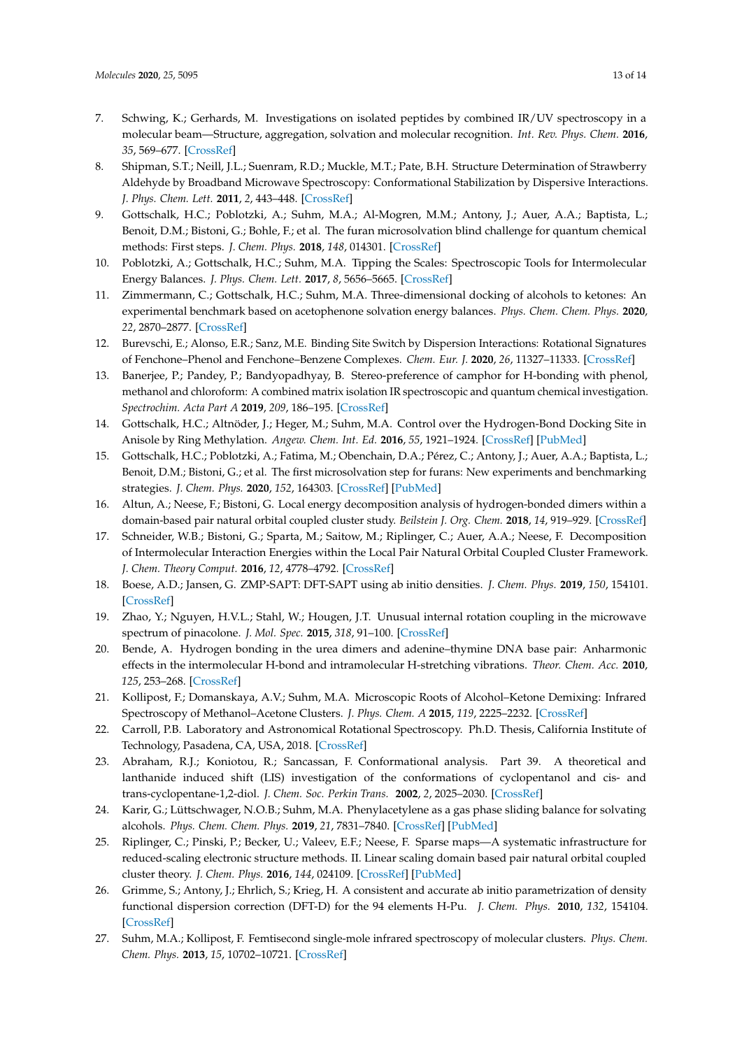7. Schwing, K.; Gerhards, M. Investigations on isolated peptides by combined IR/UV spectroscopy in a molecular beam—Structure, aggregation, solvation and molecular recognition. *Int. Rev. Phys. Chem.* **2016**, *35*, 569–677. [CrossRef]
8. Shipman, S.T.; Neill, J.L.; Suenram, R.D.; Muckle, M.T.; Pate, B.H. Structure Determination of Strawberry Aldehyde by Broadband Microwave Spectroscopy: Conformational Stabilization by Dispersive Interactions. *J. Phys. Chem. Lett.* **2011**, *2*, 443–448. [CrossRef]
9. Gottschalk, H.C.; Poblotzki, A.; Suhm, M.A.; Al-Mogren, M.M.; Antony, J.; Auer, A.A.; Baptista, L.; Benoit, D.M.; Bistoni, G.; Bohle, F.; et al. The furan microsolvation blind challenge for quantum chemical methods: First steps. *J. Chem. Phys.* **2018**, *148*, 014301. [CrossRef]
10. Poblotzki, A.; Gottschalk, H.C.; Suhm, M.A. Tipping the Scales: Spectroscopic Tools for Intermolecular Energy Balances. *J. Phys. Chem. Lett.* **2017**, *8*, 5656–5665. [CrossRef]
11. Zimmermann, C.; Gottschalk, H.C.; Suhm, M.A. Three-dimensional docking of alcohols to ketones: An experimental benchmark based on acetophenone solvation energy balances. *Phys. Chem. Chem. Phys.* **2020**, *22*, 2870–2877. [CrossRef]
12. Burevschi, E.; Alonso, E.R.; Sanz, M.E. Binding Site Switch by Dispersion Interactions: Rotational Signatures of Fenchone–Phenol and Fenchone–Benzene Complexes. *Chem. Eur. J.* **2020**, *26*, 11327–11333. [CrossRef]
13. Banerjee, P.; Pandey, P.; Bandyopadhyay, B. Stereo-preference of camphor for H-bonding with phenol, methanol and chloroform: A combined matrix isolation IR spectroscopic and quantum chemical investigation. *Spectrochim. Acta Part A* **2019**, *209*, 186–195. [CrossRef]
14. Gottschalk, H.C.; Altnöder, J.; Heger, M.; Suhm, M.A. Control over the Hydrogen-Bond Docking Site in Anisole by Ring Methylation. *Angew. Chem. Int. Ed.* **2016**, *55*, 1921–1924. [CrossRef] [PubMed]
15. Gottschalk, H.C.; Poblotzki, A.; Fatima, M.; Obenchain, D.A.; Pérez, C.; Antony, J.; Auer, A.A.; Baptista, L.; Benoit, D.M.; Bistoni, G.; et al. The first microsolvation step for furans: New experiments and benchmarking strategies. *J. Chem. Phys.* **2020**, *152*, 164303. [CrossRef] [PubMed]
16. Altun, A.; Neese, F.; Bistoni, G. Local energy decomposition analysis of hydrogen-bonded dimers within a domain-based pair natural orbital coupled cluster study. *Beilstein J. Org. Chem.* **2018**, *14*, 919–929. [CrossRef]
17. Schneider, W.B.; Bistoni, G.; Sparta, M.; Saitow, M.; Riplinger, C.; Auer, A.A.; Neese, F. Decomposition of Intermolecular Interaction Energies within the Local Pair Natural Orbital Coupled Cluster Framework. *J. Chem. Theory Comput.* **2016**, *12*, 4778–4792. [CrossRef]
18. Boese, A.D.; Jansen, G. ZMP-SAPT: DFT-SAPT using ab initio densities. *J. Chem. Phys.* **2019**, *150*, 154101. [CrossRef]
19. Zhao, Y.; Nguyen, H.V.L.; Stahl, W.; Hougen, J.T. Unusual internal rotation coupling in the microwave spectrum of pinacolone. *J. Mol. Spec.* **2015**, *318*, 91–100. [CrossRef]
20. Bende, A. Hydrogen bonding in the urea dimers and adenine–thymine DNA base pair: Anharmonic effects in the intermolecular H-bond and intramolecular H-stretching vibrations. *Theor. Chem. Acc.* **2010**, *125*, 253–268. [CrossRef]
21. Kollipost, F.; Domanskaya, A.V.; Suhm, M.A. Microscopic Roots of Alcohol–Ketone Demixing: Infrared Spectroscopy of Methanol–Acetone Clusters. *J. Phys. Chem. A* **2015**, *119*, 2225–2232. [CrossRef]
22. Carroll, P.B. Laboratory and Astronomical Rotational Spectroscopy. Ph.D. Thesis, California Institute of Technology, Pasadena, CA, USA, 2018. [CrossRef]
23. Abraham, R.J.; Koniotou, R.; Sancassan, F. Conformational analysis. Part 39. A theoretical and lanthanide induced shift (LIS) investigation of the conformations of cyclopentanol and cis- and trans-cyclopentane-1,2-diol. *J. Chem. Soc. Perkin Trans.* **2002**, *2*, 2025–2030. [CrossRef]
24. Karir, G.; Lüttschwager, N.O.B.; Suhm, M.A. Phenylacetylene as a gas phase sliding balance for solvating alcohols. *Phys. Chem. Chem. Phys.* **2019**, *21*, 7831–7840. [CrossRef] [PubMed]
25. Riplinger, C.; Pinski, P.; Becker, U.; Valeev, E.F.; Neese, F. Sparse maps—A systematic infrastructure for reduced-scaling electronic structure methods. II. Linear scaling domain based pair natural orbital coupled cluster theory. *J. Chem. Phys.* **2016**, *144*, 024109. [CrossRef] [PubMed]
26. Grimme, S.; Antony, J.; Ehrlich, S.; Krieg, H. A consistent and accurate ab initio parametrization of density functional dispersion correction (DFT-D) for the 94 elements H-Pu. *J. Chem. Phys.* **2010**, *132*, 154104. [CrossRef]
27. Suhm, M.A.; Kollipost, F. Femtisecond single-mole infrared spectroscopy of molecular clusters. *Phys. Chem. Chem. Phys.* **2013**, *15*, 10702–10721. [CrossRef]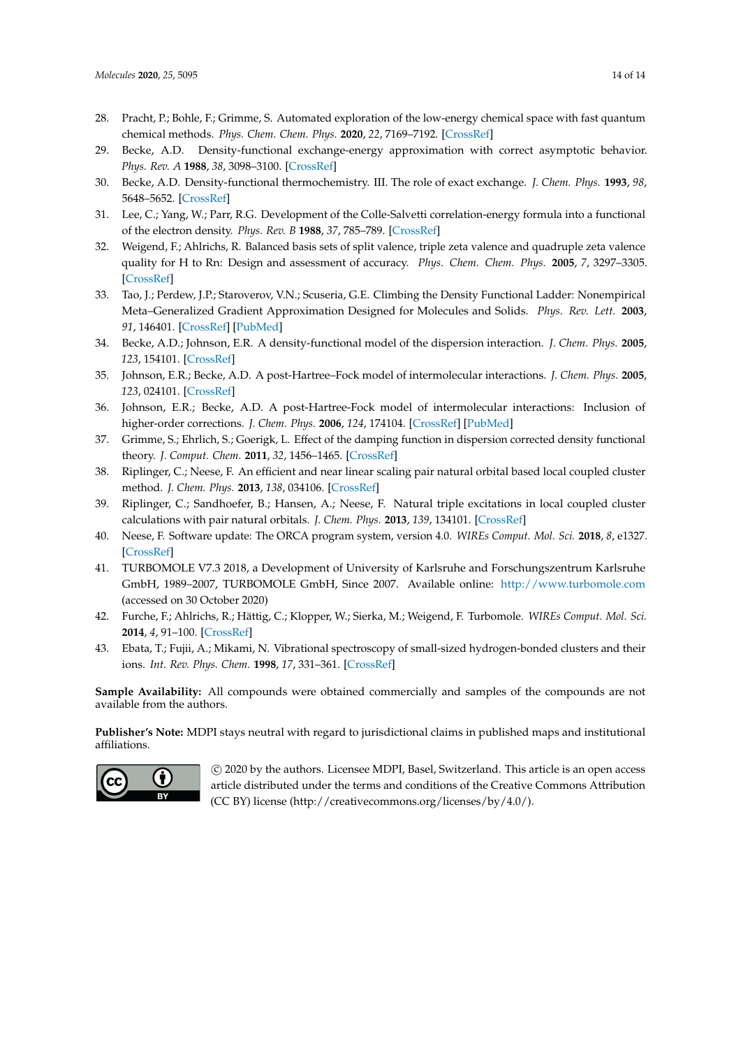28. Pracht, P.; Bohle, F.; Grimme, S. Automated exploration of the low-energy chemical space with fast quantum chemical methods. *Phys. Chem. Chem. Phys.* **2020**, *22*, 7169–7192. [CrossRef]
29. Becke, A.D. Density-functional exchange-energy approximation with correct asymptotic behavior. *Phys. Rev. A* **1988**, *38*, 3098–3100. [CrossRef]
30. Becke, A.D. Density-functional thermochemistry. III. The role of exact exchange. *J. Chem. Phys.* **1993**, *98*, 5648–5652. [CrossRef]
31. Lee, C.; Yang, W.; Parr, R.G. Development of the Colle-Salvetti correlation-energy formula into a functional of the electron density. *Phys. Rev. B* **1988**, *37*, 785–789. [CrossRef]
32. Weigend, F.; Ahlrichs, R. Balanced basis sets of split valence, triple zeta valence and quadruple zeta valence quality for H to Rn: Design and assessment of accuracy. *Phys. Chem. Chem. Phys.* **2005**, *7*, 3297–3305. [CrossRef]
33. Tao, J.; Perdew, J.P.; Staroverov, V.N.; Scuseria, G.E. Climbing the Density Functional Ladder: Nonempirical Meta–Generalized Gradient Approximation Designed for Molecules and Solids. *Phys. Rev. Lett.* **2003**, *91*, 146401. [CrossRef] [PubMed]
34. Becke, A.D.; Johnson, E.R. A density-functional model of the dispersion interaction. *J. Chem. Phys.* **2005**, *123*, 154101. [CrossRef]
35. Johnson, E.R.; Becke, A.D. A post-Hartree–Fock model of intermolecular interactions. *J. Chem. Phys.* **2005**, *123*, 024101. [CrossRef]
36. Johnson, E.R.; Becke, A.D. A post-Hartree-Fock model of intermolecular interactions: Inclusion of higher-order corrections. *J. Chem. Phys.* **2006**, *124*, 174104. [CrossRef] [PubMed]
37. Grimme, S.; Ehrlich, S.; Goerigk, L. Effect of the damping function in dispersion corrected density functional theory. *J. Comput. Chem.* **2011**, *32*, 1456–1465. [CrossRef]
38. Riplinger, C.; Neese, F. An efficient and near linear scaling pair natural orbital based local coupled cluster method. *J. Chem. Phys.* **2013**, *138*, 034106. [CrossRef]
39. Riplinger, C.; Sandhoefer, B.; Hansen, A.; Neese, F. Natural triple excitations in local coupled cluster calculations with pair natural orbitals. *J. Chem. Phys.* **2013**, *139*, 134101. [CrossRef]
40. Neese, F. Software update: The ORCA program system, version 4.0. *WIREs Comput. Mol. Sci.* **2018**, *8*, e1327. [CrossRef]
41. TURBOMOLE V7.3 2018, a Development of University of Karlsruhe and Forschungszentrum Karlsruhe GmbH, 1989–2007, TURBOMOLE GmbH, Since 2007. Available online: http://www.turbomole.com (accessed on 30 October 2020)
42. Furche, F.; Ahlrichs, R.; Hättig, C.; Klopper, W.; Sierka, M.; Weigend, F. Turbomole. *WIREs Comput. Mol. Sci.* **2014**, *4*, 91–100. [CrossRef]
43. Ebata, T.; Fujii, A.; Mikami, N. Vibrational spectroscopy of small-sized hydrogen-bonded clusters and their ions. *Int. Rev. Phys. Chem.* **1998**, *17*, 331–361. [CrossRef]

**Sample Availability:** All compounds were obtained commercially and samples of the compounds are not available from the authors.

**Publisher's Note:** MDPI stays neutral with regard to jurisdictional claims in published maps and institutional affiliations.

© 2020 by the authors. Licensee MDPI, Basel, Switzerland. This article is an open access article distributed under the terms and conditions of the Creative Commons Attribution (CC BY) license (http://creativecommons.org/licenses/by/4.0/).